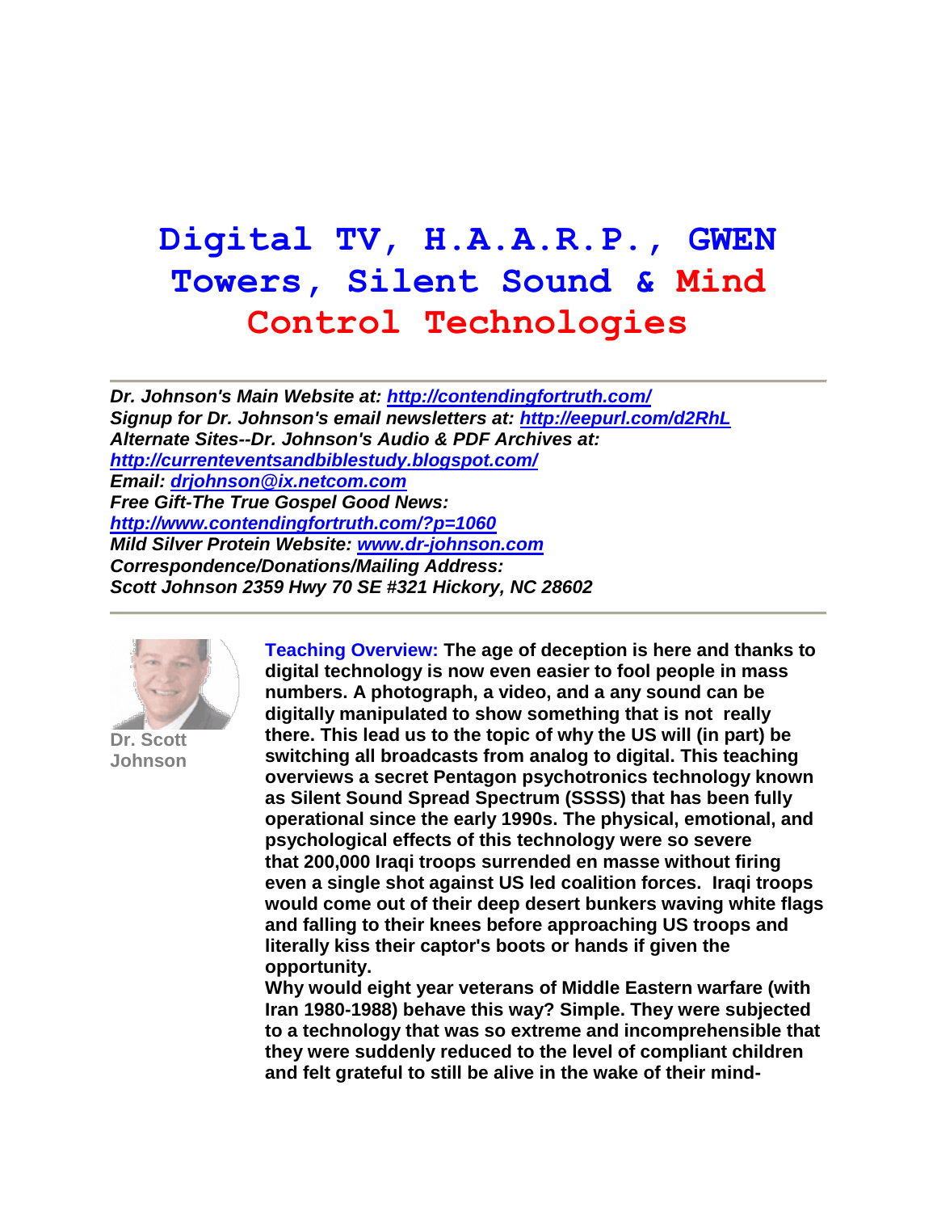# Digital TV, H.A.A.R.P., GWEN Towers, Silent Sound & Mind Control Technologies

---

***Dr. Johnson's Main Website at: http://contendingfortruth.com/***
***Signup for Dr. Johnson's email newsletters at: http://eepurl.com/d2RhL***
***Alternate Sites--Dr. Johnson's Audio & PDF Archives at:***
***http://currenteventsandbiblestudy.blogspot.com/***
***Email: drjohnson@ix.netcom.com***
***Free Gift-The True Gospel Good News:***
***http://www.contendingfortruth.com/?p=1060***
***Mild Silver Protein Website: www.dr-johnson.com***
***Correspondence/Donations/Mailing Address:***
***Scott Johnson 2359 Hwy 70 SE #321 Hickory, NC 28602***

---

**Dr. Scott Johnson**

**Teaching Overview: The age of deception is here and thanks to digital technology is now even easier to fool people in mass numbers. A photograph, a video, and a any sound can be digitally manipulated to show something that is not really there. This lead us to the topic of why the US will (in part) be switching all broadcasts from analog to digital. This teaching overviews a secret Pentagon psychotronics technology known as Silent Sound Spread Spectrum (SSSS) that has been fully operational since the early 1990s. The physical, emotional, and psychological effects of this technology were so severe that 200,000 Iraqi troops surrendered en masse without firing even a single shot against US led coalition forces. Iraqi troops would come out of their deep desert bunkers waving white flags and falling to their knees before approaching US troops and literally kiss their captor's boots or hands if given the opportunity.**

**Why would eight year veterans of Middle Eastern warfare (with Iran 1980-1988) behave this way? Simple. They were subjected to a technology that was so extreme and incomprehensible that they were suddenly reduced to the level of compliant children and felt grateful to still be alive in the wake of their mind-**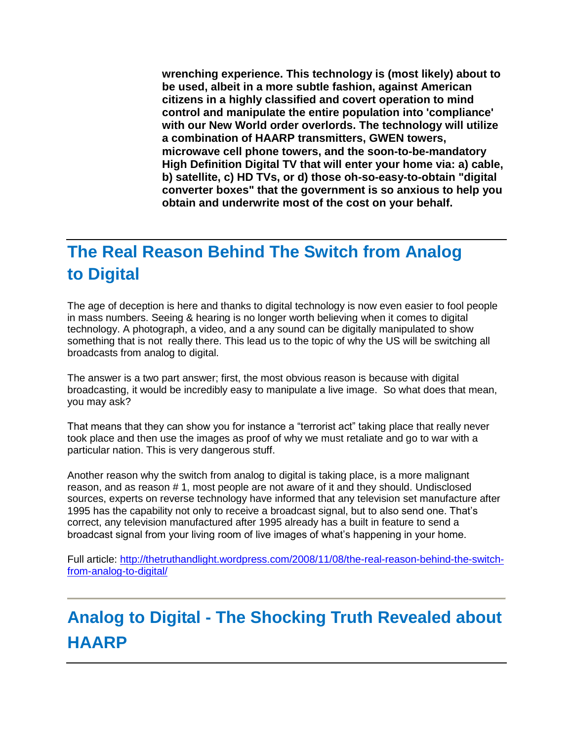**wrenching experience. This technology is (most likely) about to be used, albeit in a more subtle fashion, against American citizens in a highly classified and covert operation to mind control and manipulate the entire population into 'compliance' with our New World order overlords. The technology will utilize a combination of HAARP transmitters, GWEN towers, microwave cell phone towers, and the soon-to-be-mandatory High Definition Digital TV that will enter your home via: a) cable, b) satellite, c) HD TVs, or d) those oh-so-easy-to-obtain "digital converter boxes" that the government is so anxious to help you obtain and underwrite most of the cost on your behalf.**

---

## The Real Reason Behind The Switch from Analog to Digital

The age of deception is here and thanks to digital technology is now even easier to fool people in mass numbers. Seeing & hearing is no longer worth believing when it comes to digital technology. A photograph, a video, and a any sound can be digitally manipulated to show something that is not really there. This lead us to the topic of why the US will be switching all broadcasts from analog to digital.

The answer is a two part answer; first, the most obvious reason is because with digital broadcasting, it would be incredibly easy to manipulate a live image. So what does that mean, you may ask?

That means that they can show you for instance a “terrorist act” taking place that really never took place and then use the images as proof of why we must retaliate and go to war with a particular nation. This is very dangerous stuff.

Another reason why the switch from analog to digital is taking place, is a more malignant reason, and as reason # 1, most people are not aware of it and they should. Undisclosed sources, experts on reverse technology have informed that any television set manufacture after 1995 has the capability not only to receive a broadcast signal, but to also send one. That’s correct, any television manufactured after 1995 already has a built in feature to send a broadcast signal from your living room of live images of what’s happening in your home.

Full article: [http://thetruthandlight.wordpress.com/2008/11/08/the-real-reason-behind-the-switch-from-analog-to-digital/](http://thetruthandlight.wordpress.com/2008/11/08/the-real-reason-behind-the-switch-from-analog-to-digital/)

---

## Analog to Digital - The Shocking Truth Revealed about HAARP

---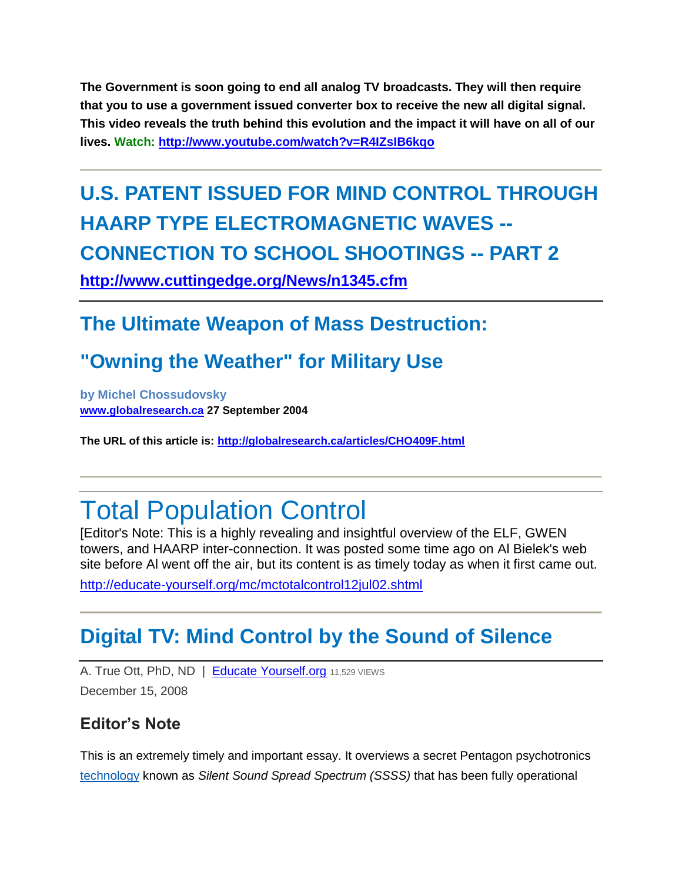**The Government is soon going to end all analog TV broadcasts. They will then require that you to use a government issued converter box to receive the new all digital signal. This video reveals the truth behind this evolution and the impact it will have on all of our lives. Watch: [http://www.youtube.com/watch?v=R4IZsIB6kqo](http://www.youtube.com/watch?v=R4IZsIB6kqo)**

---

## U.S. PATENT ISSUED FOR MIND CONTROL THROUGH HAARP TYPE ELECTROMAGNETIC WAVES -- CONNECTION TO SCHOOL SHOOTINGS -- PART 2

**[http://www.cuttingedge.org/News/n1345.cfm](http://www.cuttingedge.org/News/n1345.cfm)**

---

## The Ultimate Weapon of Mass Destruction:

## "Owning the Weather" for Military Use

**by Michel Chossudovsky**
**[www.globalresearch.ca](http://www.globalresearch.ca) 27 September 2004**

**The URL of this article is: [http://globalresearch.ca/articles/CHO409F.html](http://globalresearch.ca/articles/CHO409F.html)**

---

# Total Population Control

[Editor's Note: This is a highly revealing and insightful overview of the ELF, GWEN towers, and HAARP inter-connection. It was posted some time ago on Al Bielek's web site before Al went off the air, but its content is as timely today as when it first came out.

[http://educate-yourself.org/mc/mctotalcontrol12jul02.shtml](http://educate-yourself.org/mc/mctotalcontrol12jul02.shtml)

---

## Digital TV: Mind Control by the Sound of Silence

A. True Ott, PhD, ND | [Educate Yourself.org](http://educate-yourself.org) 11,529 VIEWS
December 15, 2008

### Editor's Note

This is an extremely timely and important essay. It overviews a secret Pentagon psychotronics technology known as *Silent Sound Spread Spectrum (SSSS)* that has been fully operational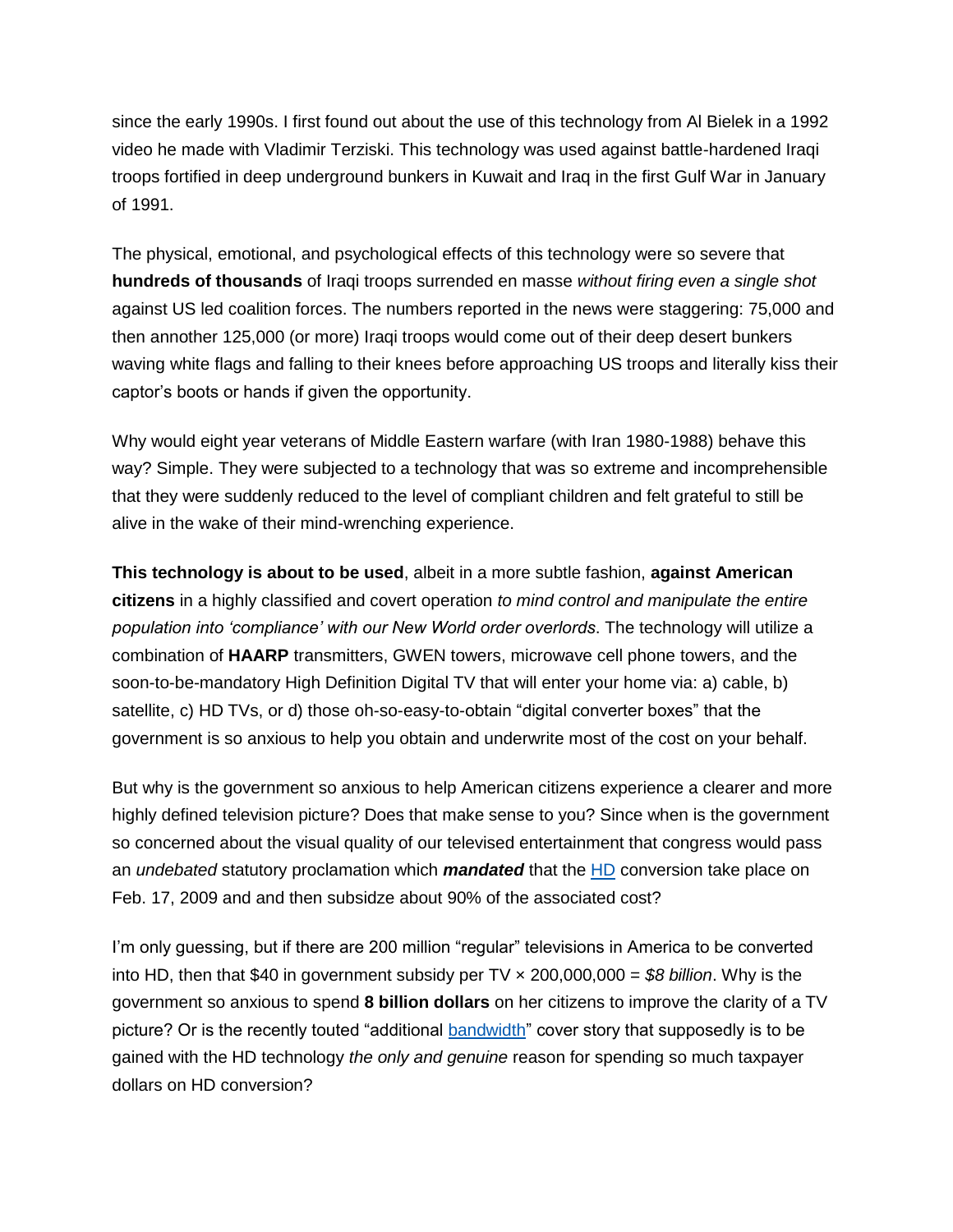since the early 1990s. I first found out about the use of this technology from Al Bielek in a 1992 video he made with Vladimir Terziski. This technology was used against battle-hardened Iraqi troops fortified in deep underground bunkers in Kuwait and Iraq in the first Gulf War in January of 1991.

The physical, emotional, and psychological effects of this technology were so severe that **hundreds of thousands** of Iraqi troops surrended en masse *without firing even a single shot* against US led coalition forces. The numbers reported in the news were staggering: 75,000 and then annother 125,000 (or more) Iraqi troops would come out of their deep desert bunkers waving white flags and falling to their knees before approaching US troops and literally kiss their captor's boots or hands if given the opportunity.

Why would eight year veterans of Middle Eastern warfare (with Iran 1980-1988) behave this way? Simple. They were subjected to a technology that was so extreme and incomprehensible that they were suddenly reduced to the level of compliant children and felt grateful to still be alive in the wake of their mind-wrenching experience.

**This technology is about to be used**, albeit in a more subtle fashion, **against American citizens** in a highly classified and covert operation *to mind control and manipulate the entire population into 'compliance' with our New World order overlords*. The technology will utilize a combination of **HAARP** transmitters, GWEN towers, microwave cell phone towers, and the soon-to-be-mandatory High Definition Digital TV that will enter your home via: a) cable, b) satellite, c) HD TVs, or d) those oh-so-easy-to-obtain "digital converter boxes" that the government is so anxious to help you obtain and underwrite most of the cost on your behalf.

But why is the government so anxious to help American citizens experience a clearer and more highly defined television picture? Does that make sense to you? Since when is the government so concerned about the visual quality of our televised entertainment that congress would pass an *undebated* statutory proclamation which ***mandated*** that the HD conversion take place on Feb. 17, 2009 and and then subsidze about 90% of the associated cost?

I'm only guessing, but if there are 200 million "regular" televisions in America to be converted into HD, then that $40 in government subsidy per TV × 200,000,000 = *$8 billion*. Why is the government so anxious to spend **8 billion dollars** on her citizens to improve the clarity of a TV picture? Or is the recently touted "additional bandwidth" cover story that supposedly is to be gained with the HD technology *the only and genuine* reason for spending so much taxpayer dollars on HD conversion?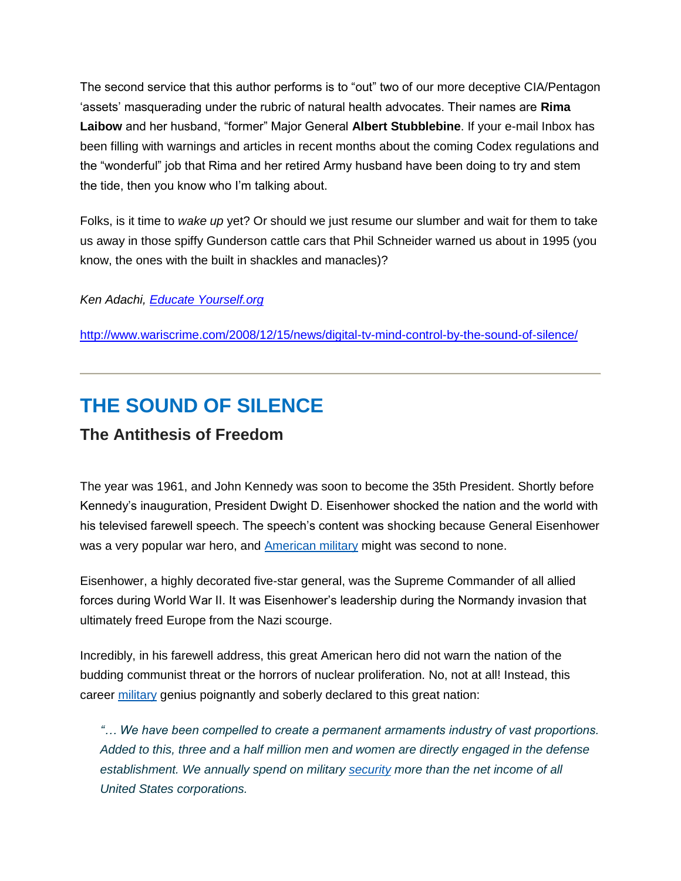The second service that this author performs is to "out" two of our more deceptive CIA/Pentagon 'assets' masquerading under the rubric of natural health advocates. Their names are **Rima Laibow** and her husband, "former" Major General **Albert Stubblebine**. If your e-mail Inbox has been filling with warnings and articles in recent months about the coming Codex regulations and the "wonderful" job that Rima and her retired Army husband have been doing to try and stem the tide, then you know who I'm talking about.

Folks, is it time to *wake up* yet? Or should we just resume our slumber and wait for them to take us away in those spiffy Gunderson cattle cars that Phil Schneider warned us about in 1995 (you know, the ones with the built in shackles and manacles)?

*Ken Adachi, [Educate Yourself.org]*

http://www.wariscrime.com/2008/12/15/news/digital-tv-mind-control-by-the-sound-of-silence/

---

# THE SOUND OF SILENCE

### The Antithesis of Freedom

The year was 1961, and John Kennedy was soon to become the 35th President. Shortly before Kennedy's inauguration, President Dwight D. Eisenhower shocked the nation and the world with his televised farewell speech. The speech's content was shocking because General Eisenhower was a very popular war hero, and American military might was second to none.

Eisenhower, a highly decorated five-star general, was the Supreme Commander of all allied forces during World War II. It was Eisenhower's leadership during the Normandy invasion that ultimately freed Europe from the Nazi scourge.

Incredibly, in his farewell address, this great American hero did not warn the nation of the budding communist threat or the horrors of nuclear proliferation. No, not at all! Instead, this career military genius poignantly and soberly declared to this great nation:

> *"… We have been compelled to create a permanent armaments industry of vast proportions. Added to this, three and a half million men and women are directly engaged in the defense establishment. We annually spend on military security more than the net income of all United States corporations.*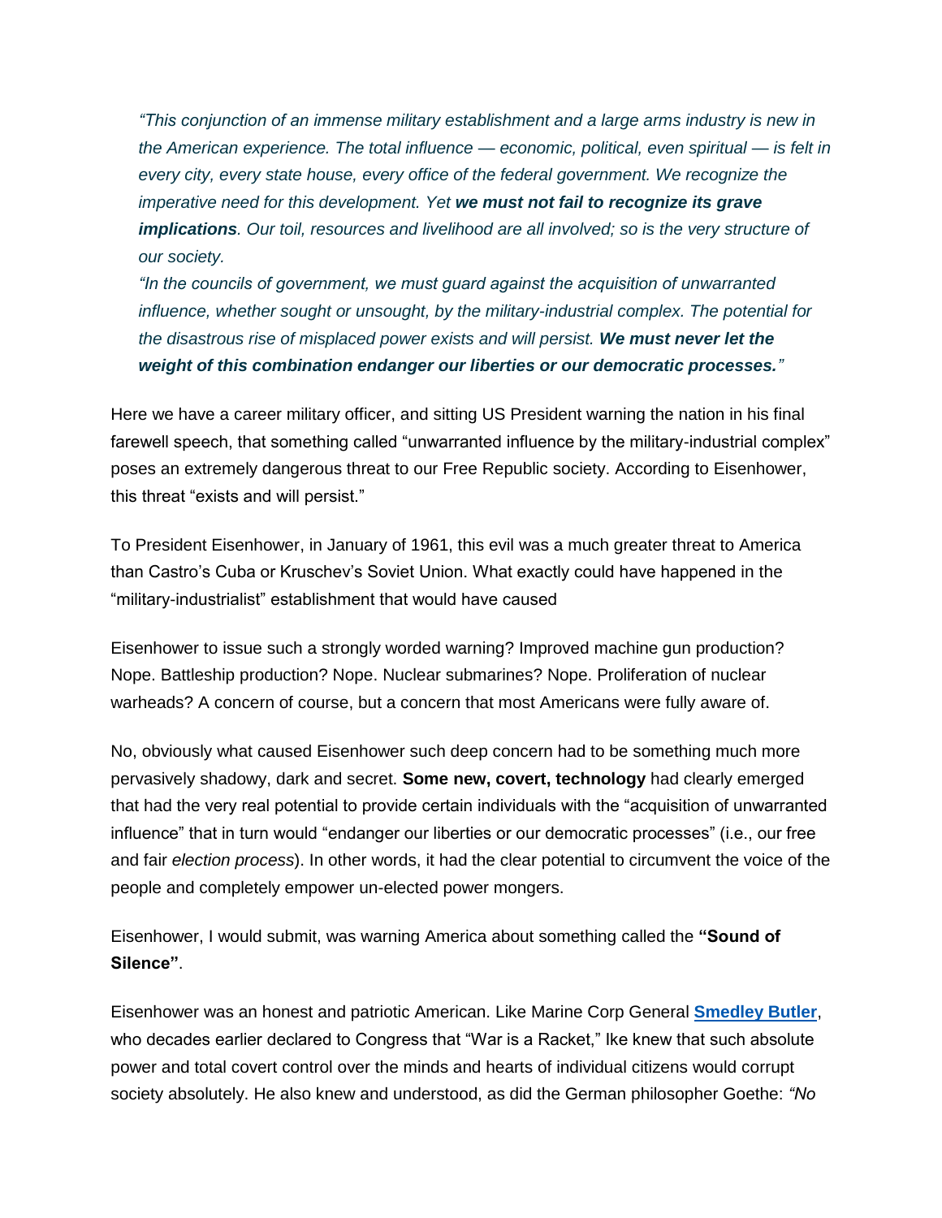> *"This conjunction of an immense military establishment and a large arms industry is new in the American experience. The total influence — economic, political, even spiritual — is felt in every city, every state house, every office of the federal government. We recognize the imperative need for this development. Yet **we must not fail to recognize its grave implications**. Our toil, resources and livelihood are all involved; so is the very structure of our society.*
>
> *"In the councils of government, we must guard against the acquisition of unwarranted influence, whether sought or unsought, by the military-industrial complex. The potential for the disastrous rise of misplaced power exists and will persist. **We must never let the weight of this combination endanger our liberties or our democratic processes.**"*

Here we have a career military officer, and sitting US President warning the nation in his final farewell speech, that something called "unwarranted influence by the military-industrial complex" poses an extremely dangerous threat to our Free Republic society. According to Eisenhower, this threat "exists and will persist."

To President Eisenhower, in January of 1961, this evil was a much greater threat to America than Castro's Cuba or Kruschev's Soviet Union. What exactly could have happened in the "military-industrialist" establishment that would have caused

Eisenhower to issue such a strongly worded warning? Improved machine gun production? Nope. Battleship production? Nope. Nuclear submarines? Nope. Proliferation of nuclear warheads? A concern of course, but a concern that most Americans were fully aware of.

No, obviously what caused Eisenhower such deep concern had to be something much more pervasively shadowy, dark and secret. **Some new, covert, technology** had clearly emerged that had the very real potential to provide certain individuals with the "acquisition of unwarranted influence" that in turn would "endanger our liberties or our democratic processes" (i.e., our free and fair *election process*). In other words, it had the clear potential to circumvent the voice of the people and completely empower un-elected power mongers.

Eisenhower, I would submit, was warning America about something called the **"Sound of Silence"**.

Eisenhower was an honest and patriotic American. Like Marine Corp General **Smedley Butler**, who decades earlier declared to Congress that "War is a Racket," Ike knew that such absolute power and total covert control over the minds and hearts of individual citizens would corrupt society absolutely. He also knew and understood, as did the German philosopher Goethe: *"No*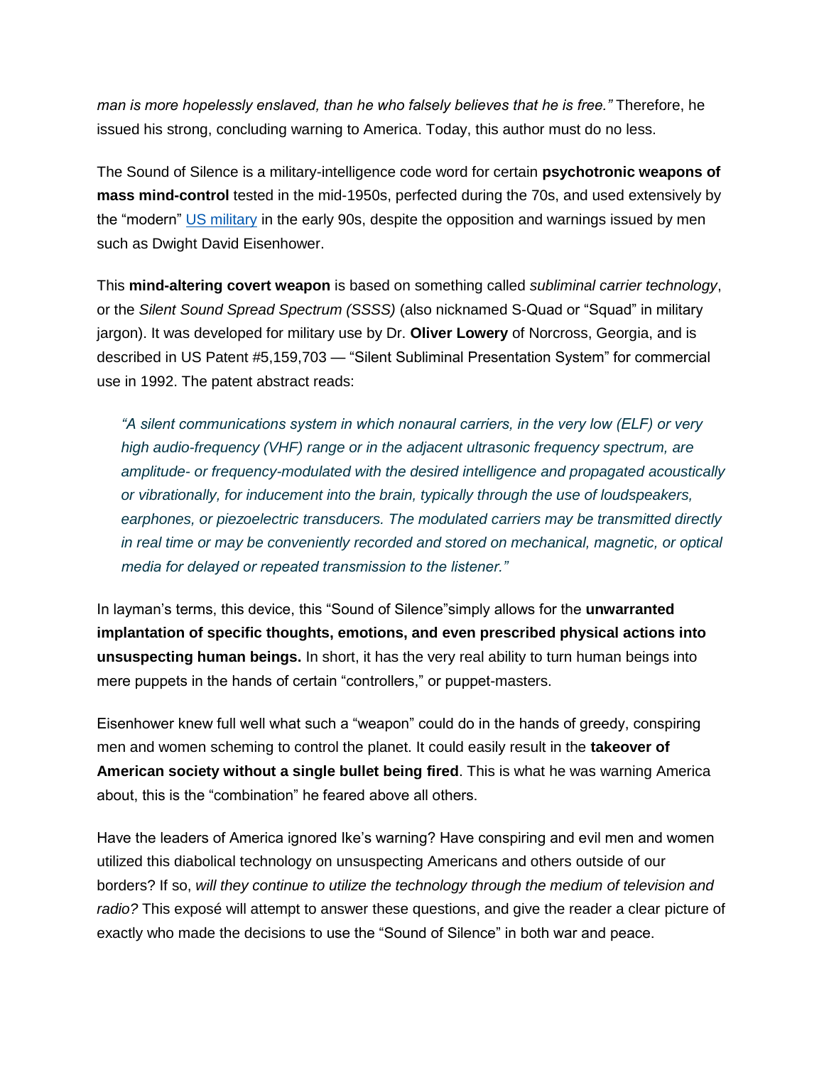*man is more hopelessly enslaved, than he who falsely believes that he is free."* Therefore, he issued his strong, concluding warning to America. Today, this author must do no less.

The Sound of Silence is a military-intelligence code word for certain **psychotronic weapons of mass mind-control** tested in the mid-1950s, perfected during the 70s, and used extensively by the "modern" US military in the early 90s, despite the opposition and warnings issued by men such as Dwight David Eisenhower.

This **mind-altering covert weapon** is based on something called *subliminal carrier technology*, or the *Silent Sound Spread Spectrum (SSSS)* (also nicknamed S-Quad or "Squad" in military jargon). It was developed for military use by Dr. **Oliver Lowery** of Norcross, Georgia, and is described in US Patent #5,159,703 — "Silent Subliminal Presentation System" for commercial use in 1992. The patent abstract reads:

> *"A silent communications system in which nonaural carriers, in the very low (ELF) or very high audio-frequency (VHF) range or in the adjacent ultrasonic frequency spectrum, are amplitude- or frequency-modulated with the desired intelligence and propagated acoustically or vibrationally, for inducement into the brain, typically through the use of loudspeakers, earphones, or piezoelectric transducers. The modulated carriers may be transmitted directly in real time or may be conveniently recorded and stored on mechanical, magnetic, or optical media for delayed or repeated transmission to the listener."*

In layman's terms, this device, this "Sound of Silence"simply allows for the **unwarranted implantation of specific thoughts, emotions, and even prescribed physical actions into unsuspecting human beings.** In short, it has the very real ability to turn human beings into mere puppets in the hands of certain "controllers," or puppet-masters.

Eisenhower knew full well what such a "weapon" could do in the hands of greedy, conspiring men and women scheming to control the planet. It could easily result in the **takeover of American society without a single bullet being fired**. This is what he was warning America about, this is the "combination" he feared above all others.

Have the leaders of America ignored Ike's warning? Have conspiring and evil men and women utilized this diabolical technology on unsuspecting Americans and others outside of our borders? If so, *will they continue to utilize the technology through the medium of television and radio?* This exposé will attempt to answer these questions, and give the reader a clear picture of exactly who made the decisions to use the "Sound of Silence" in both war and peace.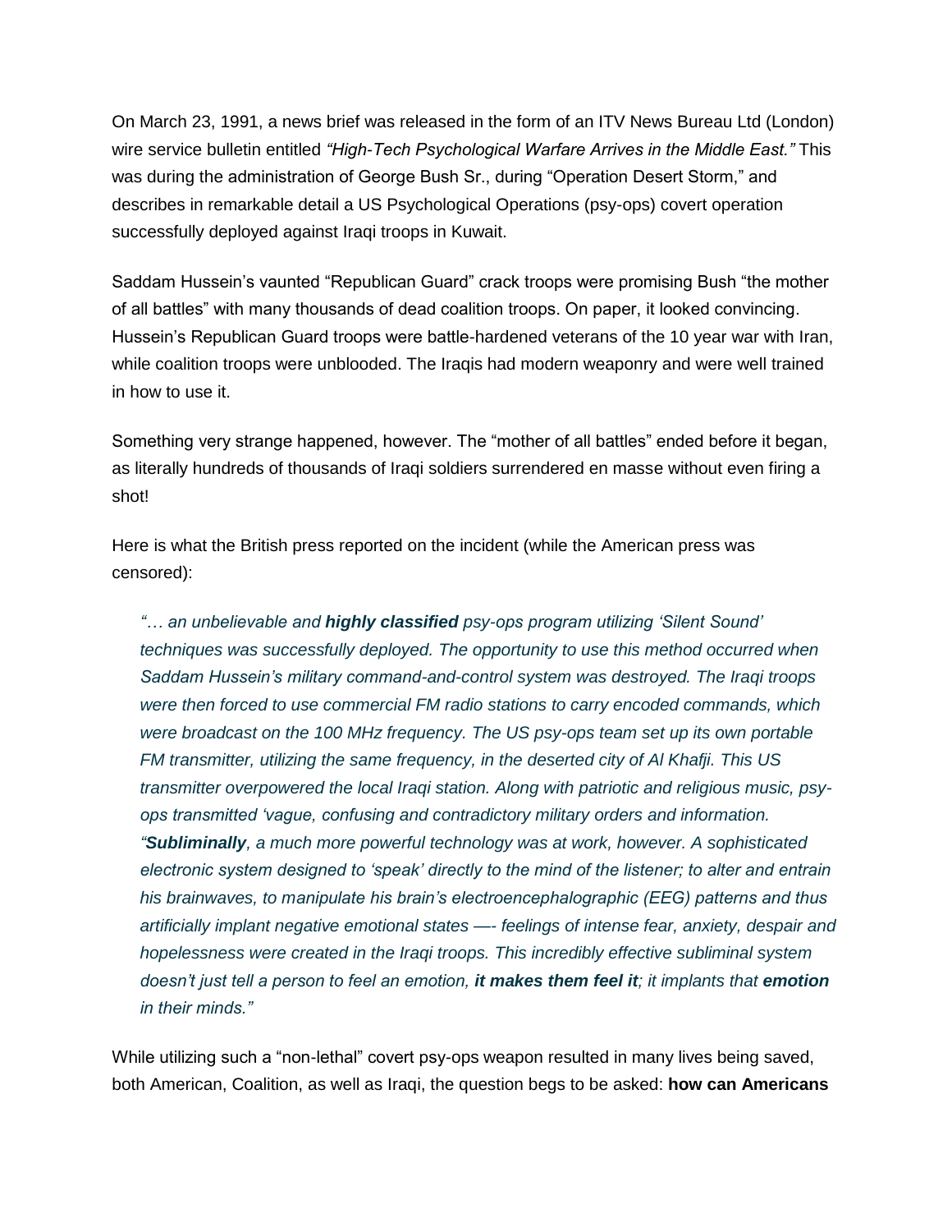On March 23, 1991, a news brief was released in the form of an ITV News Bureau Ltd (London) wire service bulletin entitled *"High-Tech Psychological Warfare Arrives in the Middle East."* This was during the administration of George Bush Sr., during "Operation Desert Storm," and describes in remarkable detail a US Psychological Operations (psy-ops) covert operation successfully deployed against Iraqi troops in Kuwait.

Saddam Hussein's vaunted "Republican Guard" crack troops were promising Bush "the mother of all battles" with many thousands of dead coalition troops. On paper, it looked convincing. Hussein's Republican Guard troops were battle-hardened veterans of the 10 year war with Iran, while coalition troops were unblooded. The Iraqis had modern weaponry and were well trained in how to use it.

Something very strange happened, however. The "mother of all battles" ended before it began, as literally hundreds of thousands of Iraqi soldiers surrendered en masse without even firing a shot!

Here is what the British press reported on the incident (while the American press was censored):

> *"… an unbelievable and **highly classified** psy-ops program utilizing 'Silent Sound' techniques was successfully deployed. The opportunity to use this method occurred when Saddam Hussein's military command-and-control system was destroyed. The Iraqi troops were then forced to use commercial FM radio stations to carry encoded commands, which were broadcast on the 100 MHz frequency. The US psy-ops team set up its own portable FM transmitter, utilizing the same frequency, in the deserted city of Al Khafji. This US transmitter overpowered the local Iraqi station. Along with patriotic and religious music, psy-ops transmitted 'vague, confusing and contradictory military orders and information. "**Subliminally**, a much more powerful technology was at work, however. A sophisticated electronic system designed to 'speak' directly to the mind of the listener; to alter and entrain his brainwaves, to manipulate his brain's electroencephalographic (EEG) patterns and thus artificially implant negative emotional states —- feelings of intense fear, anxiety, despair and hopelessness were created in the Iraqi troops. This incredibly effective subliminal system doesn't just tell a person to feel an emotion, **it makes them feel it**; it implants that **emotion** in their minds."*

While utilizing such a "non-lethal" covert psy-ops weapon resulted in many lives being saved, both American, Coalition, as well as Iraqi, the question begs to be asked: **how can Americans**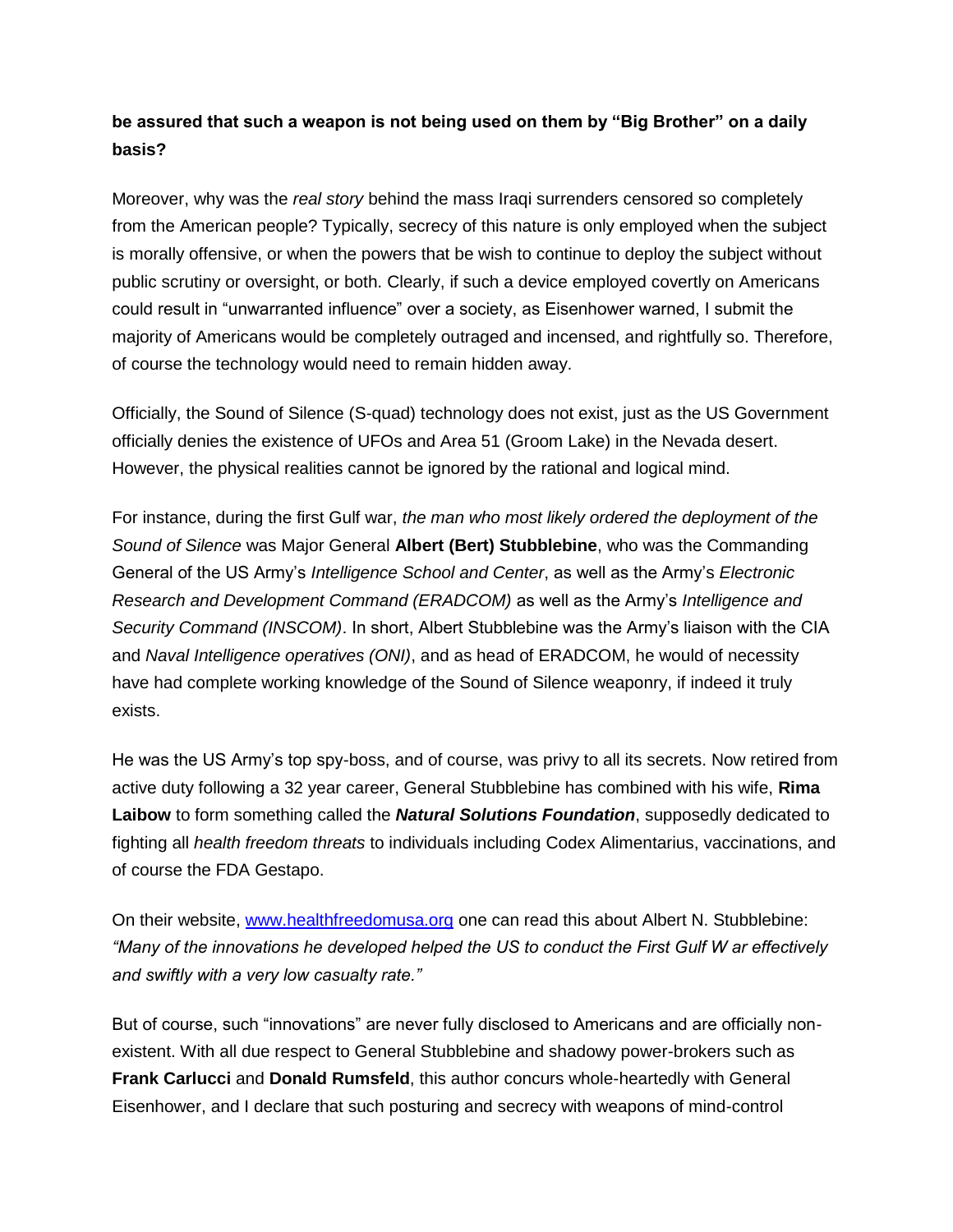**be assured that such a weapon is not being used on them by "Big Brother" on a daily basis?**

Moreover, why was the *real story* behind the mass Iraqi surrenders censored so completely from the American people? Typically, secrecy of this nature is only employed when the subject is morally offensive, or when the powers that be wish to continue to deploy the subject without public scrutiny or oversight, or both. Clearly, if such a device employed covertly on Americans could result in "unwarranted influence" over a society, as Eisenhower warned, I submit the majority of Americans would be completely outraged and incensed, and rightfully so. Therefore, of course the technology would need to remain hidden away.

Officially, the Sound of Silence (S-quad) technology does not exist, just as the US Government officially denies the existence of UFOs and Area 51 (Groom Lake) in the Nevada desert. However, the physical realities cannot be ignored by the rational and logical mind.

For instance, during the first Gulf war, *the man who most likely ordered the deployment of the Sound of Silence* was Major General **Albert (Bert) Stubblebine**, who was the Commanding General of the US Army's *Intelligence School and Center*, as well as the Army's *Electronic Research and Development Command (ERADCOM)* as well as the Army's *Intelligence and Security Command (INSCOM)*. In short, Albert Stubblebine was the Army's liaison with the CIA and *Naval Intelligence operatives (ONI)*, and as head of ERADCOM, he would of necessity have had complete working knowledge of the Sound of Silence weaponry, if indeed it truly exists.

He was the US Army's top spy-boss, and of course, was privy to all its secrets. Now retired from active duty following a 32 year career, General Stubblebine has combined with his wife, **Rima Laibow** to form something called the ***Natural Solutions Foundation***, supposedly dedicated to fighting all *health freedom threats* to individuals including Codex Alimentarius, vaccinations, and of course the FDA Gestapo.

On their website, [www.healthfreedomusa.org](http://www.healthfreedomusa.org) one can read this about Albert N. Stubblebine: *"Many of the innovations he developed helped the US to conduct the First Gulf W ar effectively and swiftly with a very low casualty rate."*

But of course, such "innovations" are never fully disclosed to Americans and are officially non-existent. With all due respect to General Stubblebine and shadowy power-brokers such as **Frank Carlucci** and **Donald Rumsfeld**, this author concurs whole-heartedly with General Eisenhower, and I declare that such posturing and secrecy with weapons of mind-control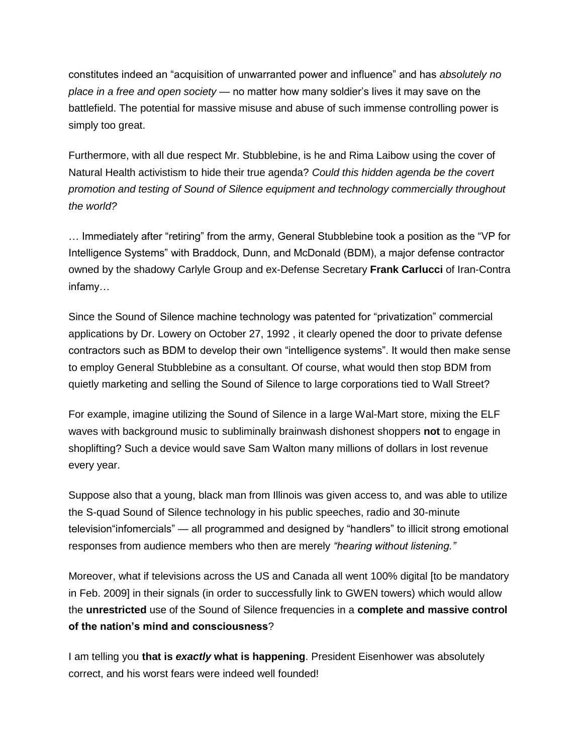constitutes indeed an “acquisition of unwarranted power and influence” and has *absolutely no place in a free and open society* — no matter how many soldier’s lives it may save on the battlefield. The potential for massive misuse and abuse of such immense controlling power is simply too great.

Furthermore, with all due respect Mr. Stubblebine, is he and Rima Laibow using the cover of Natural Health activistism to hide their true agenda? *Could this hidden agenda be the covert promotion and testing of Sound of Silence equipment and technology commercially throughout the world?*

… Immediately after “retiring” from the army, General Stubblebine took a position as the “VP for Intelligence Systems” with Braddock, Dunn, and McDonald (BDM), a major defense contractor owned by the shadowy Carlyle Group and ex-Defense Secretary **Frank Carlucci** of Iran-Contra infamy…

Since the Sound of Silence machine technology was patented for “privatization” commercial applications by Dr. Lowery on October 27, 1992 , it clearly opened the door to private defense contractors such as BDM to develop their own “intelligence systems”. It would then make sense to employ General Stubblebine as a consultant. Of course, what would then stop BDM from quietly marketing and selling the Sound of Silence to large corporations tied to Wall Street?

For example, imagine utilizing the Sound of Silence in a large Wal-Mart store, mixing the ELF waves with background music to subliminally brainwash dishonest shoppers **not** to engage in shoplifting? Such a device would save Sam Walton many millions of dollars in lost revenue every year.

Suppose also that a young, black man from Illinois was given access to, and was able to utilize the S-quad Sound of Silence technology in his public speeches, radio and 30-minute television“infomercials” — all programmed and designed by “handlers” to illicit strong emotional responses from audience members who then are merely *“hearing without listening.”*

Moreover, what if televisions across the US and Canada all went 100% digital [to be mandatory in Feb. 2009] in their signals (in order to successfully link to GWEN towers) which would allow the **unrestricted** use of the Sound of Silence frequencies in a **complete and massive control of the nation’s mind and consciousness**?

I am telling you **that is *exactly* what is happening**. President Eisenhower was absolutely correct, and his worst fears were indeed well founded!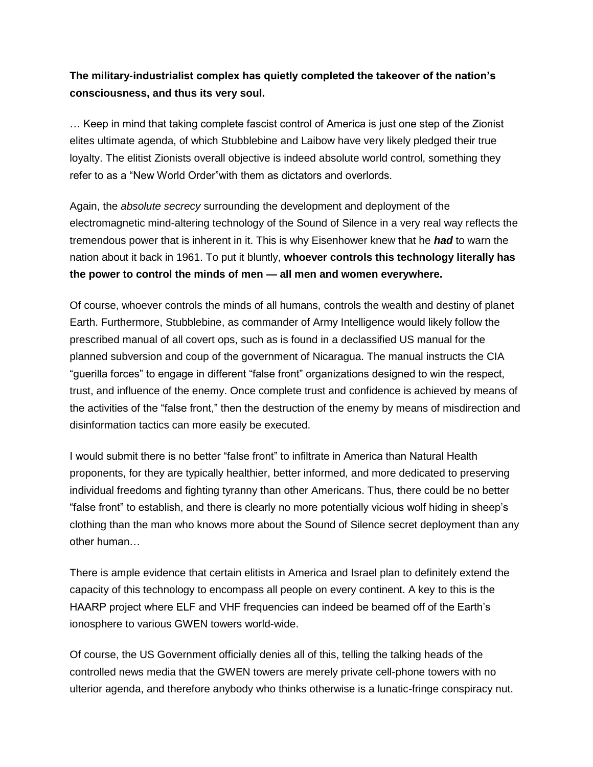**The military-industrialist complex has quietly completed the takeover of the nation's consciousness, and thus its very soul.**

… Keep in mind that taking complete fascist control of America is just one step of the Zionist elites ultimate agenda, of which Stubblebine and Laibow have very likely pledged their true loyalty. The elitist Zionists overall objective is indeed absolute world control, something they refer to as a "New World Order"with them as dictators and overlords.

Again, the *absolute secrecy* surrounding the development and deployment of the electromagnetic mind-altering technology of the Sound of Silence in a very real way reflects the tremendous power that is inherent in it. This is why Eisenhower knew that he ***had*** to warn the nation about it back in 1961. To put it bluntly, **whoever controls this technology literally has the power to control the minds of men — all men and women everywhere.**

Of course, whoever controls the minds of all humans, controls the wealth and destiny of planet Earth. Furthermore, Stubblebine, as commander of Army Intelligence would likely follow the prescribed manual of all covert ops, such as is found in a declassified US manual for the planned subversion and coup of the government of Nicaragua. The manual instructs the CIA "guerilla forces" to engage in different "false front" organizations designed to win the respect, trust, and influence of the enemy. Once complete trust and confidence is achieved by means of the activities of the "false front," then the destruction of the enemy by means of misdirection and disinformation tactics can more easily be executed.

I would submit there is no better "false front" to infiltrate in America than Natural Health proponents, for they are typically healthier, better informed, and more dedicated to preserving individual freedoms and fighting tyranny than other Americans. Thus, there could be no better "false front" to establish, and there is clearly no more potentially vicious wolf hiding in sheep's clothing than the man who knows more about the Sound of Silence secret deployment than any other human…

There is ample evidence that certain elitists in America and Israel plan to definitely extend the capacity of this technology to encompass all people on every continent. A key to this is the HAARP project where ELF and VHF frequencies can indeed be beamed off of the Earth's ionosphere to various GWEN towers world-wide.

Of course, the US Government officially denies all of this, telling the talking heads of the controlled news media that the GWEN towers are merely private cell-phone towers with no ulterior agenda, and therefore anybody who thinks otherwise is a lunatic-fringe conspiracy nut.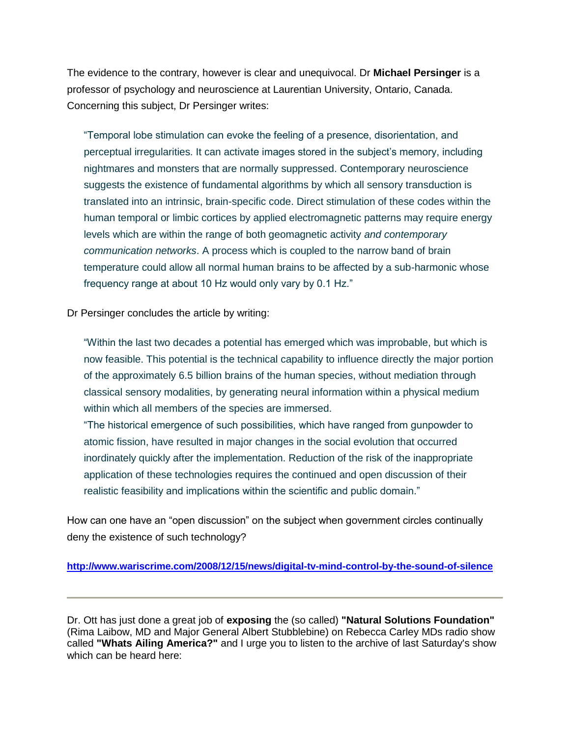The evidence to the contrary, however is clear and unequivocal. Dr **Michael Persinger** is a professor of psychology and neuroscience at Laurentian University, Ontario, Canada. Concerning this subject, Dr Persinger writes:

> "Temporal lobe stimulation can evoke the feeling of a presence, disorientation, and perceptual irregularities. It can activate images stored in the subject's memory, including nightmares and monsters that are normally suppressed. Contemporary neuroscience suggests the existence of fundamental algorithms by which all sensory transduction is translated into an intrinsic, brain-specific code. Direct stimulation of these codes within the human temporal or limbic cortices by applied electromagnetic patterns may require energy levels which are within the range of both geomagnetic activity *and contemporary communication networks*. A process which is coupled to the narrow band of brain temperature could allow all normal human brains to be affected by a sub-harmonic whose frequency range at about 10 Hz would only vary by 0.1 Hz."

Dr Persinger concludes the article by writing:

> "Within the last two decades a potential has emerged which was improbable, but which is now feasible. This potential is the technical capability to influence directly the major portion of the approximately 6.5 billion brains of the human species, without mediation through classical sensory modalities, by generating neural information within a physical medium within which all members of the species are immersed.
>
> "The historical emergence of such possibilities, which have ranged from gunpowder to atomic fission, have resulted in major changes in the social evolution that occurred inordinately quickly after the implementation. Reduction of the risk of the inappropriate application of these technologies requires the continued and open discussion of their realistic feasibility and implications within the scientific and public domain."

How can one have an "open discussion" on the subject when government circles continually deny the existence of such technology?

**http://www.wariscrime.com/2008/12/15/news/digital-tv-mind-control-by-the-sound-of-silence**

---

Dr. Ott has just done a great job of **exposing** the (so called) **"Natural Solutions Foundation"** (Rima Laibow, MD and Major General Albert Stubblebine) on Rebecca Carley MDs radio show called **"Whats Ailing America?"** and I urge you to listen to the archive of last Saturday's show which can be heard here: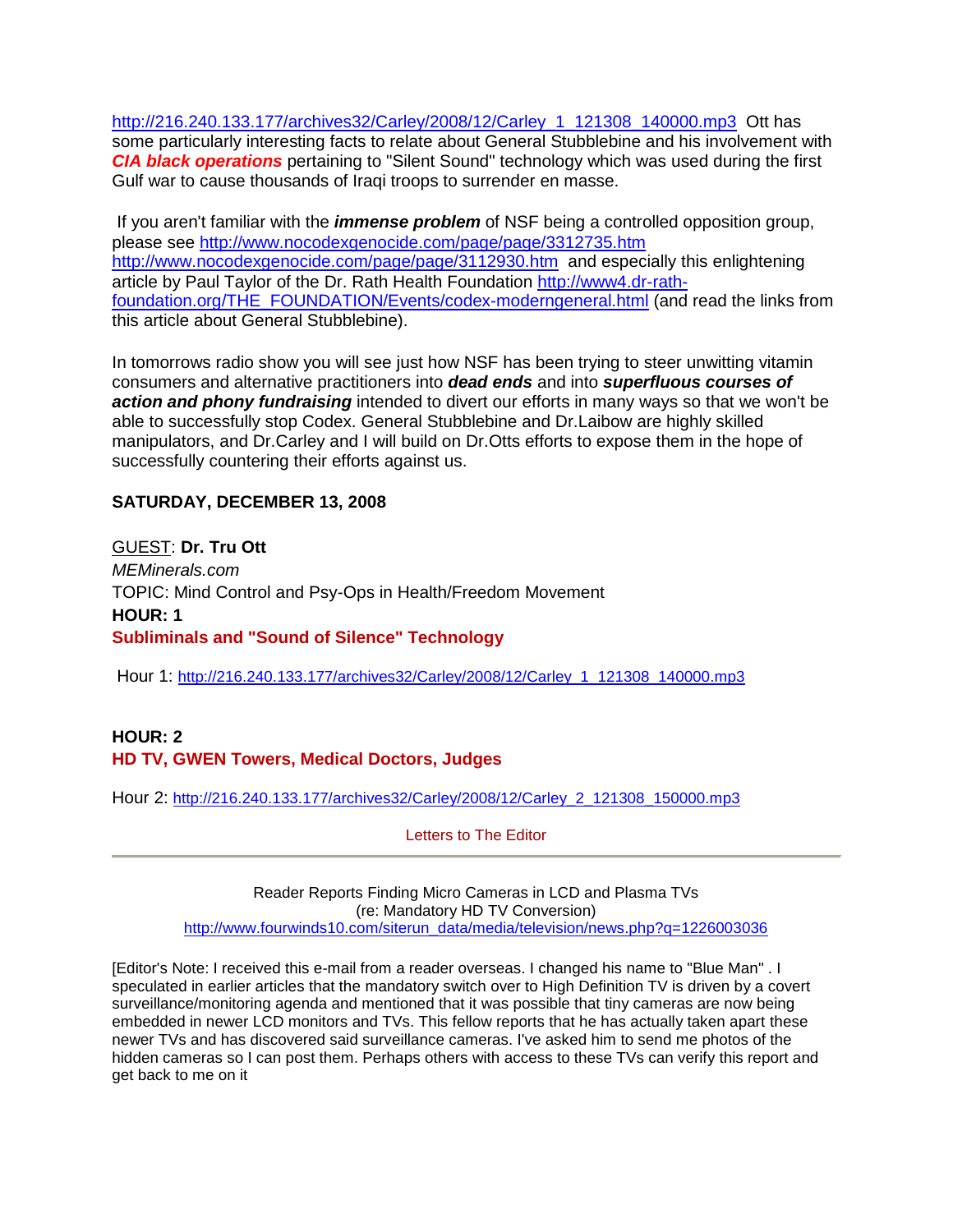http://216.240.133.177/archives32/Carley/2008/12/Carley_1_121308_140000.mp3 Ott has some particularly interesting facts to relate about General Stubblebine and his involvement with ***CIA black operations*** pertaining to "Silent Sound" technology which was used during the first Gulf war to cause thousands of Iraqi troops to surrender en masse.

If you aren't familiar with the ***immense problem*** of NSF being a controlled opposition group, please see http://www.nocodexgenocide.com/page/page/3312735.htm http://www.nocodexgenocide.com/page/page/3112930.htm and especially this enlightening article by Paul Taylor of the Dr. Rath Health Foundation http://www4.dr-rath-foundation.org/THE_FOUNDATION/Events/codex-moderngeneral.html (and read the links from this article about General Stubblebine).

In tomorrows radio show you will see just how NSF has been trying to steer unwitting vitamin consumers and alternative practitioners into ***dead ends*** and into ***superfluous courses of action and phony fundraising*** intended to divert our efforts in many ways so that we won't be able to successfully stop Codex. General Stubblebine and Dr.Laibow are highly skilled manipulators, and Dr.Carley and I will build on Dr.Otts efforts to expose them in the hope of successfully countering their efforts against us.

**SATURDAY, DECEMBER 13, 2008**

GUEST: **Dr. Tru Ott**
*MEMinerals.com*
TOPIC: Mind Control and Psy-Ops in Health/Freedom Movement
**HOUR: 1**
**Subliminals and "Sound of Silence" Technology**

Hour 1: http://216.240.133.177/archives32/Carley/2008/12/Carley_1_121308_140000.mp3

**HOUR: 2**
**HD TV, GWEN Towers, Medical Doctors, Judges**

Hour 2: http://216.240.133.177/archives32/Carley/2008/12/Carley_2_121308_150000.mp3

Letters to The Editor

---

Reader Reports Finding Micro Cameras in LCD and Plasma TVs
(re: Mandatory HD TV Conversion)
http://www.fourwinds10.com/siterun_data/media/television/news.php?q=1226003036

[Editor's Note: I received this e-mail from a reader overseas. I changed his name to "Blue Man" . I speculated in earlier articles that the mandatory switch over to High Definition TV is driven by a covert surveillance/monitoring agenda and mentioned that it was possible that tiny cameras are now being embedded in newer LCD monitors and TVs. This fellow reports that he has actually taken apart these newer TVs and has discovered said surveillance cameras. I've asked him to send me photos of the hidden cameras so I can post them. Perhaps others with access to these TVs can verify this report and get back to me on it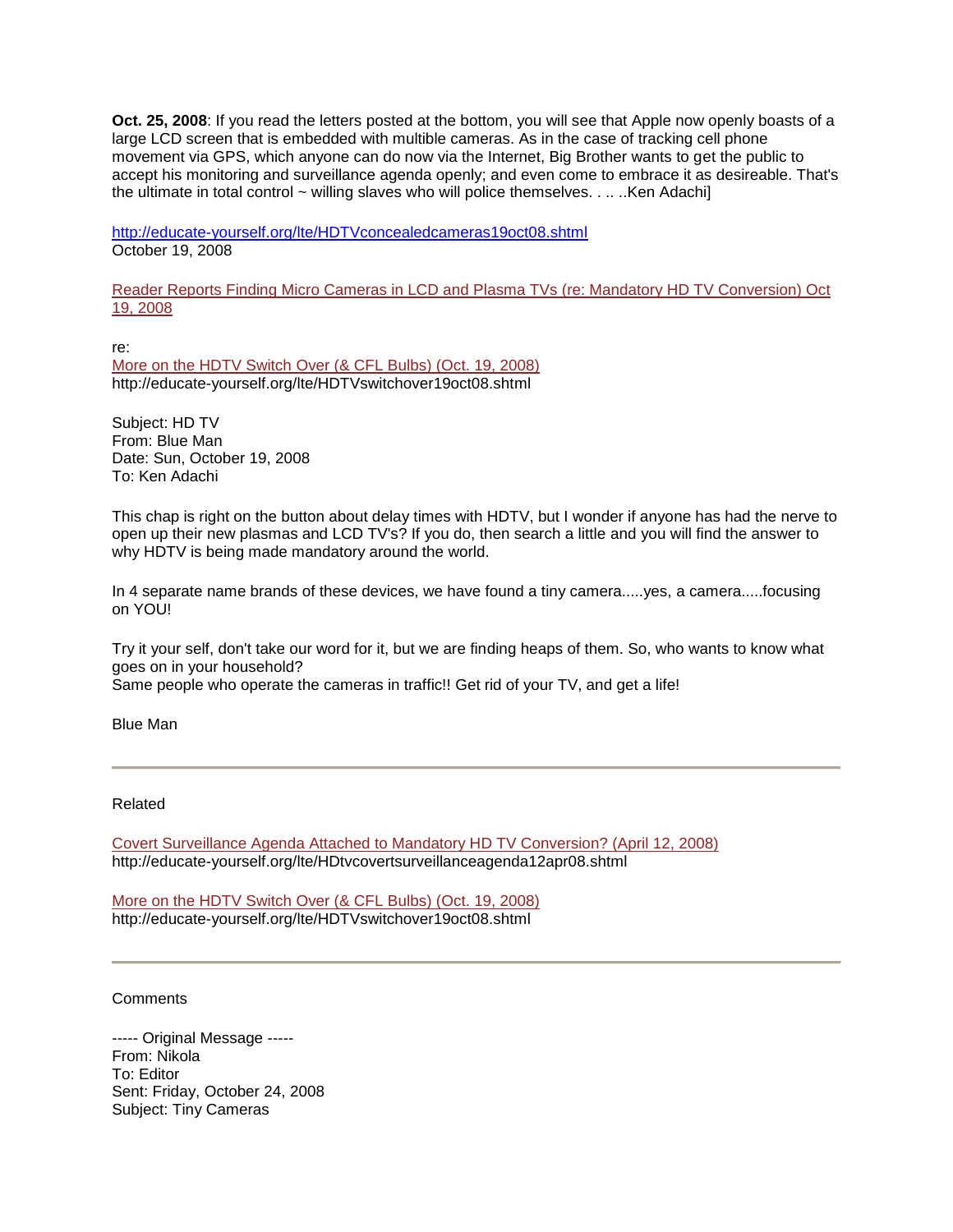**Oct. 25, 2008**: If you read the letters posted at the bottom, you will see that Apple now openly boasts of a large LCD screen that is embedded with multible cameras. As in the case of tracking cell phone movement via GPS, which anyone can do now via the Internet, Big Brother wants to get the public to accept his monitoring and surveillance agenda openly; and even come to embrace it as desireable. That's the ultimate in total control ~ willing slaves who will police themselves. . .. ..Ken Adachi]

http://educate-yourself.org/lte/HDTVconcealedcameras19oct08.shtml
October 19, 2008

Reader Reports Finding Micro Cameras in LCD and Plasma TVs (re: Mandatory HD TV Conversion) Oct 19, 2008

re:
More on the HDTV Switch Over (& CFL Bulbs) (Oct. 19, 2008)
http://educate-yourself.org/lte/HDTVswitchover19oct08.shtml

Subject: HD TV
From: Blue Man
Date: Sun, October 19, 2008
To: Ken Adachi

This chap is right on the button about delay times with HDTV, but I wonder if anyone has had the nerve to open up their new plasmas and LCD TV's? If you do, then search a little and you will find the answer to why HDTV is being made mandatory around the world.

In 4 separate name brands of these devices, we have found a tiny camera.....yes, a camera.....focusing on YOU!

Try it your self, don't take our word for it, but we are finding heaps of them. So, who wants to know what goes on in your household?
Same people who operate the cameras in traffic!! Get rid of your TV, and get a life!

Blue Man

---

Related

Covert Surveillance Agenda Attached to Mandatory HD TV Conversion? (April 12, 2008)
http://educate-yourself.org/lte/HDtvcovertsurveillanceagenda12apr08.shtml

More on the HDTV Switch Over (& CFL Bulbs) (Oct. 19, 2008)
http://educate-yourself.org/lte/HDTVswitchover19oct08.shtml

---

Comments

----- Original Message -----
From: Nikola
To: Editor
Sent: Friday, October 24, 2008
Subject: Tiny Cameras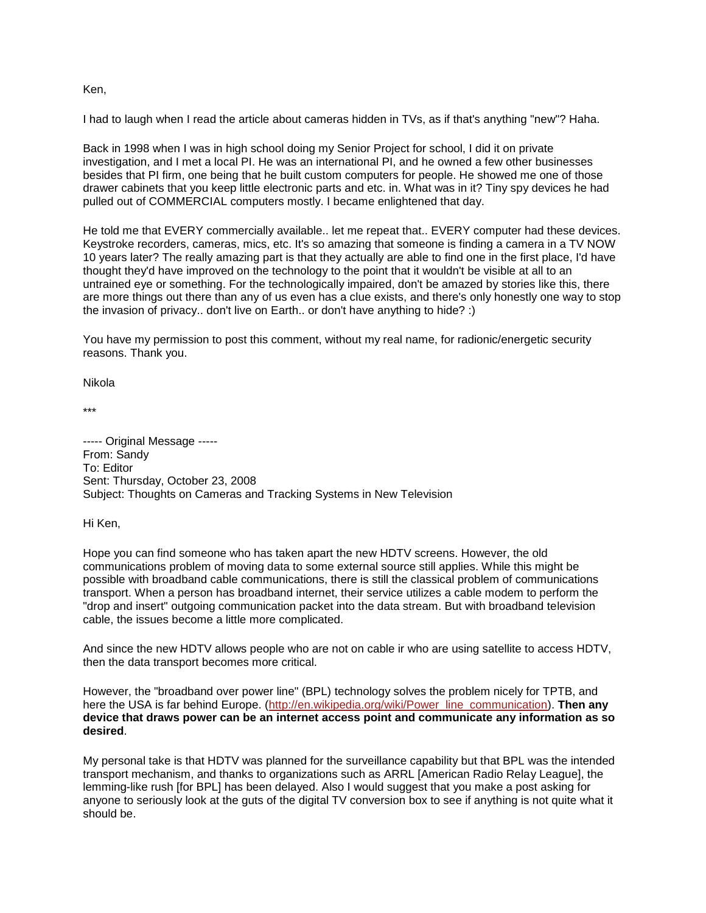Ken,

I had to laugh when I read the article about cameras hidden in TVs, as if that's anything "new"? Haha.

Back in 1998 when I was in high school doing my Senior Project for school, I did it on private investigation, and I met a local PI. He was an international PI, and he owned a few other businesses besides that PI firm, one being that he built custom computers for people. He showed me one of those drawer cabinets that you keep little electronic parts and etc. in. What was in it? Tiny spy devices he had pulled out of COMMERCIAL computers mostly. I became enlightened that day.

He told me that EVERY commercially available.. let me repeat that.. EVERY computer had these devices. Keystroke recorders, cameras, mics, etc. It's so amazing that someone is finding a camera in a TV NOW 10 years later? The really amazing part is that they actually are able to find one in the first place, I'd have thought they'd have improved on the technology to the point that it wouldn't be visible at all to an untrained eye or something. For the technologically impaired, don't be amazed by stories like this, there are more things out there than any of us even has a clue exists, and there's only honestly one way to stop the invasion of privacy.. don't live on Earth.. or don't have anything to hide? :)

You have my permission to post this comment, without my real name, for radionic/energetic security reasons. Thank you.

Nikola

***

----- Original Message -----
From: Sandy
To: Editor
Sent: Thursday, October 23, 2008
Subject: Thoughts on Cameras and Tracking Systems in New Television

Hi Ken,

Hope you can find someone who has taken apart the new HDTV screens. However, the old communications problem of moving data to some external source still applies. While this might be possible with broadband cable communications, there is still the classical problem of communications transport. When a person has broadband internet, their service utilizes a cable modem to perform the "drop and insert" outgoing communication packet into the data stream. But with broadband television cable, the issues become a little more complicated.

And since the new HDTV allows people who are not on cable ir who are using satellite to access HDTV, then the data transport becomes more critical.

However, the "broadband over power line" (BPL) technology solves the problem nicely for TPTB, and here the USA is far behind Europe. ([http://en.wikipedia.org/wiki/Power_line_communication](http://en.wikipedia.org/wiki/Power_line_communication)). **Then any device that draws power can be an internet access point and communicate any information as so desired**.

My personal take is that HDTV was planned for the surveillance capability but that BPL was the intended transport mechanism, and thanks to organizations such as ARRL [American Radio Relay League], the lemming-like rush [for BPL] has been delayed. Also I would suggest that you make a post asking for anyone to seriously look at the guts of the digital TV conversion box to see if anything is not quite what it should be.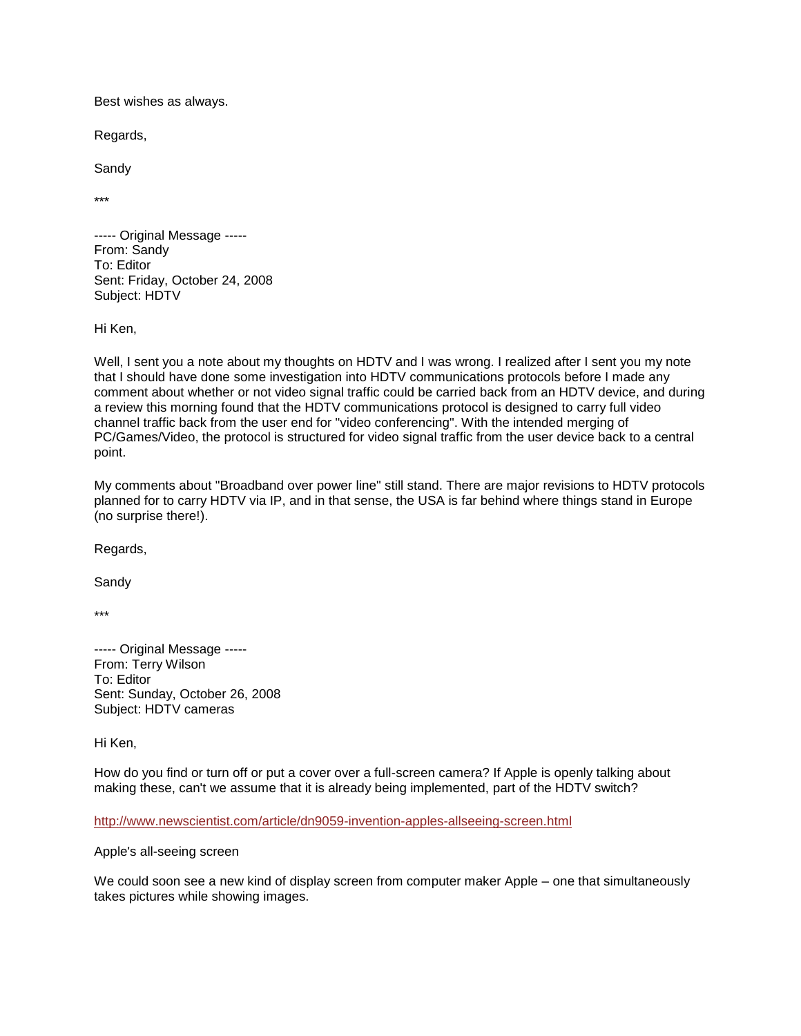Best wishes as always.

Regards,

Sandy

***

----- Original Message -----
From: Sandy
To: Editor
Sent: Friday, October 24, 2008
Subject: HDTV

Hi Ken,

Well, I sent you a note about my thoughts on HDTV and I was wrong. I realized after I sent you my note that I should have done some investigation into HDTV communications protocols before I made any comment about whether or not video signal traffic could be carried back from an HDTV device, and during a review this morning found that the HDTV communications protocol is designed to carry full video channel traffic back from the user end for "video conferencing". With the intended merging of PC/Games/Video, the protocol is structured for video signal traffic from the user device back to a central point.

My comments about "Broadband over power line" still stand. There are major revisions to HDTV protocols planned for to carry HDTV via IP, and in that sense, the USA is far behind where things stand in Europe (no surprise there!).

Regards,

Sandy

***

----- Original Message -----
From: Terry Wilson
To: Editor
Sent: Sunday, October 26, 2008
Subject: HDTV cameras

Hi Ken,

How do you find or turn off or put a cover over a full-screen camera? If Apple is openly talking about making these, can't we assume that it is already being implemented, part of the HDTV switch?

http://www.newscientist.com/article/dn9059-invention-apples-allseeing-screen.html

Apple's all-seeing screen

We could soon see a new kind of display screen from computer maker Apple – one that simultaneously takes pictures while showing images.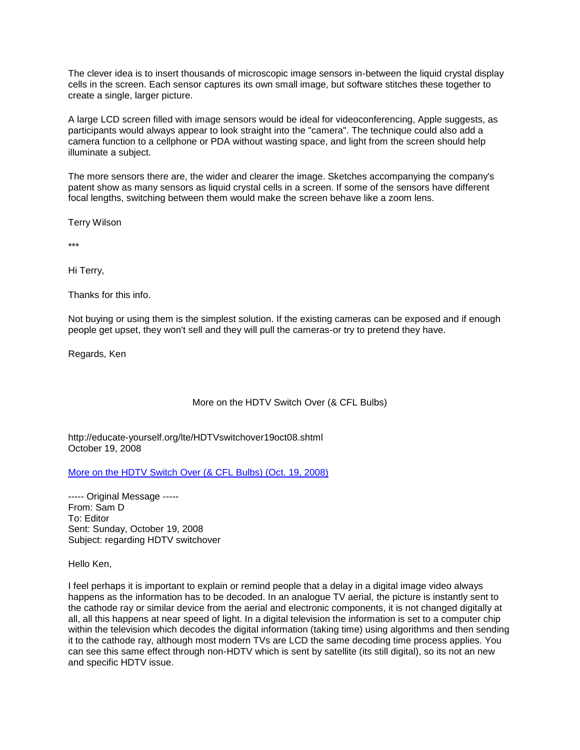The clever idea is to insert thousands of microscopic image sensors in-between the liquid crystal display cells in the screen. Each sensor captures its own small image, but software stitches these together to create a single, larger picture.

A large LCD screen filled with image sensors would be ideal for videoconferencing, Apple suggests, as participants would always appear to look straight into the "camera". The technique could also add a camera function to a cellphone or PDA without wasting space, and light from the screen should help illuminate a subject.

The more sensors there are, the wider and clearer the image. Sketches accompanying the company's patent show as many sensors as liquid crystal cells in a screen. If some of the sensors have different focal lengths, switching between them would make the screen behave like a zoom lens.

Terry Wilson

***

Hi Terry,

Thanks for this info.

Not buying or using them is the simplest solution. If the existing cameras can be exposed and if enough people get upset, they won't sell and they will pull the cameras-or try to pretend they have.

Regards, Ken

## More on the HDTV Switch Over (& CFL Bulbs)

http://educate-yourself.org/lte/HDTVswitchover19oct08.shtml
October 19, 2008

[More on the HDTV Switch Over (& CFL Bulbs) (Oct. 19, 2008)]

----- Original Message -----
From: Sam D
To: Editor
Sent: Sunday, October 19, 2008
Subject: regarding HDTV switchover

Hello Ken,

I feel perhaps it is important to explain or remind people that a delay in a digital image video always happens as the information has to be decoded. In an analogue TV aerial, the picture is instantly sent to the cathode ray or similar device from the aerial and electronic components, it is not changed digitally at all, all this happens at near speed of light. In a digital television the information is set to a computer chip within the television which decodes the digital information (taking time) using algorithms and then sending it to the cathode ray, although most modern TVs are LCD the same decoding time process applies. You can see this same effect through non-HDTV which is sent by satellite (its still digital), so its not an new and specific HDTV issue.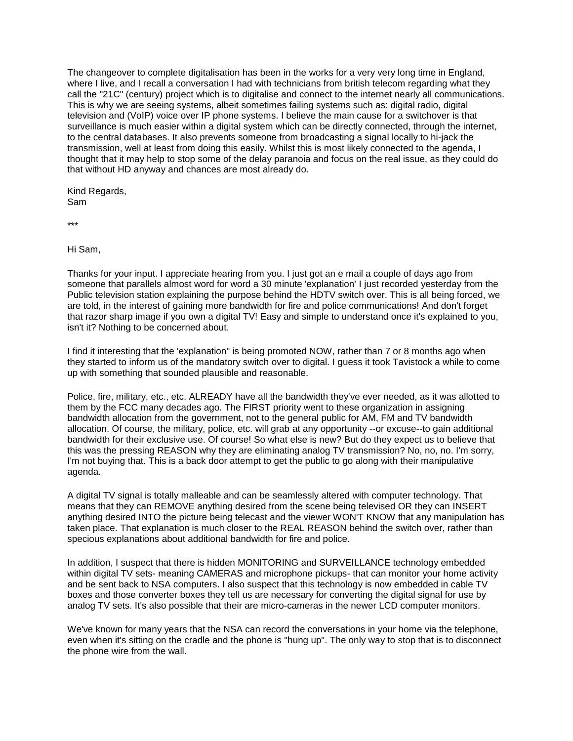The changeover to complete digitalisation has been in the works for a very very long time in England, where I live, and I recall a conversation I had with technicians from british telecom regarding what they call the "21C" (century) project which is to digitalise and connect to the internet nearly all communications. This is why we are seeing systems, albeit sometimes failing systems such as: digital radio, digital television and (VoIP) voice over IP phone systems. I believe the main cause for a switchover is that surveillance is much easier within a digital system which can be directly connected, through the internet, to the central databases. It also prevents someone from broadcasting a signal locally to hi-jack the transmission, well at least from doing this easily. Whilst this is most likely connected to the agenda, I thought that it may help to stop some of the delay paranoia and focus on the real issue, as they could do that without HD anyway and chances are most already do.

Kind Regards,
Sam

***

Hi Sam,

Thanks for your input. I appreciate hearing from you. I just got an e mail a couple of days ago from someone that parallels almost word for word a 30 minute 'explanation' I just recorded yesterday from the Public television station explaining the purpose behind the HDTV switch over. This is all being forced, we are told, in the interest of gaining more bandwidth for fire and police communications! And don't forget that razor sharp image if you own a digital TV! Easy and simple to understand once it's explained to you, isn't it? Nothing to be concerned about.

I find it interesting that the 'explanation" is being promoted NOW, rather than 7 or 8 months ago when they started to inform us of the mandatory switch over to digital. I guess it took Tavistock a while to come up with something that sounded plausible and reasonable.

Police, fire, military, etc., etc. ALREADY have all the bandwidth they've ever needed, as it was allotted to them by the FCC many decades ago. The FIRST priority went to these organization in assigning bandwidth allocation from the government, not to the general public for AM, FM and TV bandwidth allocation. Of course, the military, police, etc. will grab at any opportunity --or excuse--to gain additional bandwidth for their exclusive use. Of course! So what else is new? But do they expect us to believe that this was the pressing REASON why they are eliminating analog TV transmission? No, no, no. I'm sorry, I'm not buying that. This is a back door attempt to get the public to go along with their manipulative agenda.

A digital TV signal is totally malleable and can be seamlessly altered with computer technology. That means that they can REMOVE anything desired from the scene being televised OR they can INSERT anything desired INTO the picture being telecast and the viewer WON'T KNOW that any manipulation has taken place. That explanation is much closer to the REAL REASON behind the switch over, rather than specious explanations about additional bandwidth for fire and police.

In addition, I suspect that there is hidden MONITORING and SURVEILLANCE technology embedded within digital TV sets- meaning CAMERAS and microphone pickups- that can monitor your home activity and be sent back to NSA computers. I also suspect that this technology is now embedded in cable TV boxes and those converter boxes they tell us are necessary for converting the digital signal for use by analog TV sets. It's also possible that their are micro-cameras in the newer LCD computer monitors.

We've known for many years that the NSA can record the conversations in your home via the telephone, even when it's sitting on the cradle and the phone is "hung up". The only way to stop that is to disconnect the phone wire from the wall.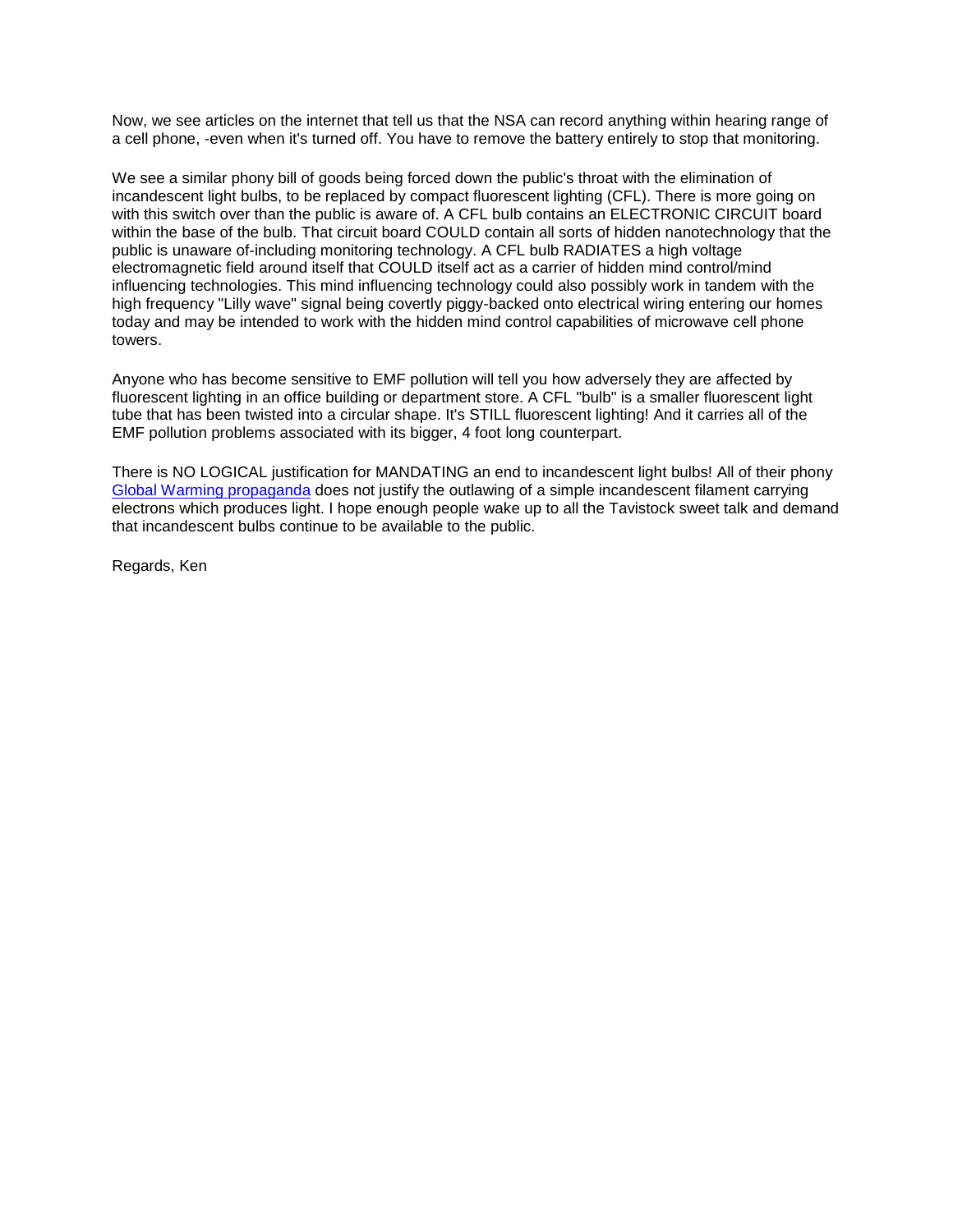Now, we see articles on the internet that tell us that the NSA can record anything within hearing range of a cell phone, -even when it's turned off. You have to remove the battery entirely to stop that monitoring.

We see a similar phony bill of goods being forced down the public's throat with the elimination of incandescent light bulbs, to be replaced by compact fluorescent lighting (CFL). There is more going on with this switch over than the public is aware of. A CFL bulb contains an ELECTRONIC CIRCUIT board within the base of the bulb. That circuit board COULD contain all sorts of hidden nanotechnology that the public is unaware of-including monitoring technology. A CFL bulb RADIATES a high voltage electromagnetic field around itself that COULD itself act as a carrier of hidden mind control/mind influencing technologies. This mind influencing technology could also possibly work in tandem with the high frequency "Lilly wave" signal being covertly piggy-backed onto electrical wiring entering our homes today and may be intended to work with the hidden mind control capabilities of microwave cell phone towers.

Anyone who has become sensitive to EMF pollution will tell you how adversely they are affected by fluorescent lighting in an office building or department store. A CFL "bulb" is a smaller fluorescent light tube that has been twisted into a circular shape. It's STILL fluorescent lighting! And it carries all of the EMF pollution problems associated with its bigger, 4 foot long counterpart.

There is NO LOGICAL justification for MANDATING an end to incandescent light bulbs! All of their phony Global Warming propaganda does not justify the outlawing of a simple incandescent filament carrying electrons which produces light. I hope enough people wake up to all the Tavistock sweet talk and demand that incandescent bulbs continue to be available to the public.

Regards, Ken